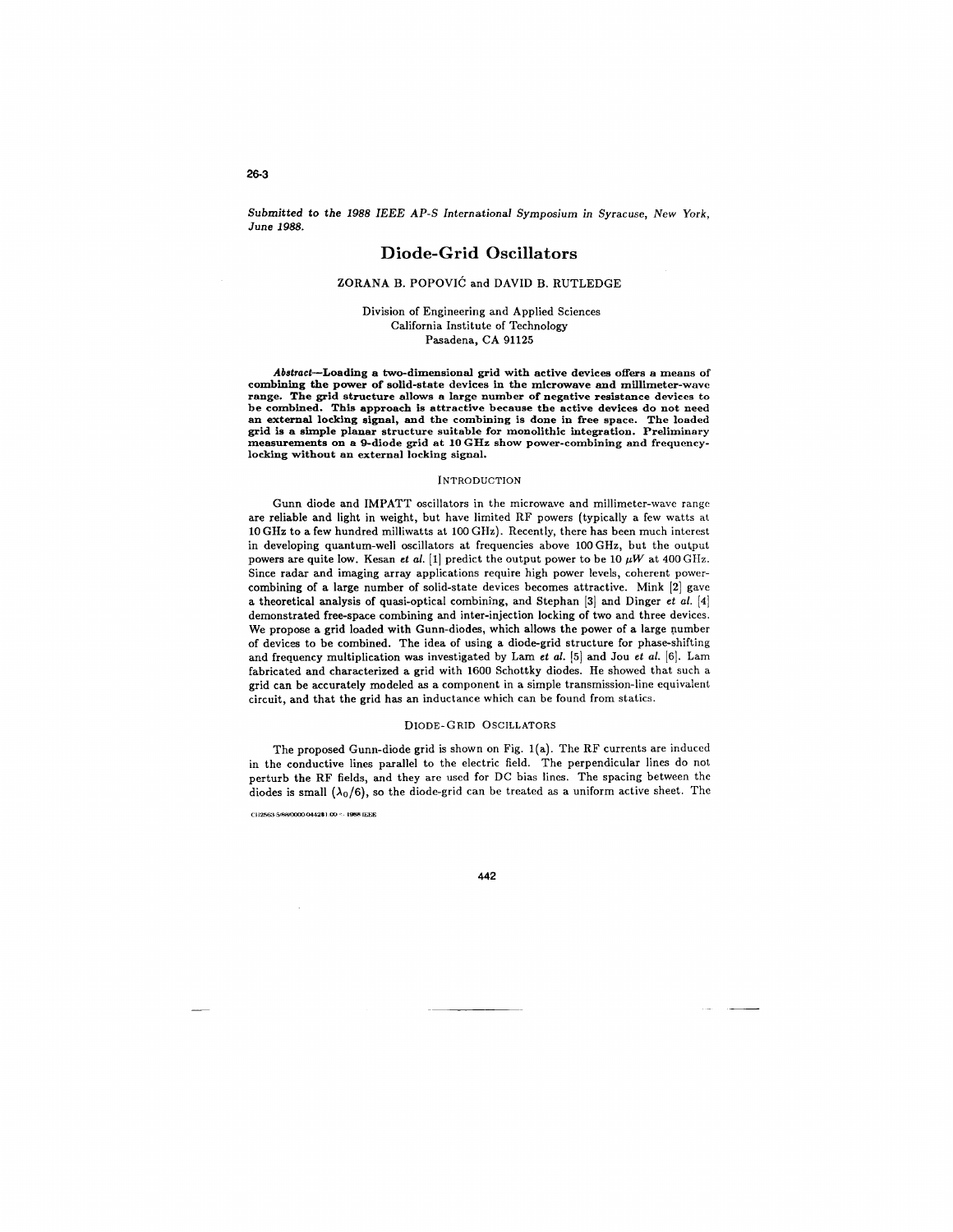*Submitted to the 1988 IEEE AP-S International Symposium in Syracuse, New York, June 1988.*

# Diode-Grid Oscillators

ZORANA B. POPOVIĆ and DAVID B. RUTLEDGE

Division of Engineering and Applied Sciences
California Institute of Technology
Pasadena, CA 91125

***Abstract*—Loading a two-dimensional grid with active devices offers a means of combining the power of solid-state devices in the microwave and millimeter-wave range. The grid structure allows a large number of negative resistance devices to be combined. This approach is attractive because the active devices do not need an external locking signal, and the combining is done in free space. The loaded grid is a simple planar structure suitable for monolithic integration. Preliminary measurements on a 9-diode grid at 10 GHz show power-combining and frequency-locking without an external locking signal.**

## INTRODUCTION

Gunn diode and IMPATT oscillators in the microwave and millimeter-wave range are reliable and light in weight, but have limited RF powers (typically a few watts at 10 GHz to a few hundred milliwatts at 100 GHz). Recently, there has been much interest in developing quantum-well oscillators at frequencies above 100 GHz, but the output powers are quite low. Kesan *et al.* [1] predict the output power to be 10 $\mu W$ at 400 GHz. Since radar and imaging array applications require high power levels, coherent power-combining of a large number of solid-state devices becomes attractive. Mink [2] gave a theoretical analysis of quasi-optical combining, and Stephan [3] and Dinger *et al.* [4] demonstrated free-space combining and inter-injection locking of two and three devices. We propose a grid loaded with Gunn-diodes, which allows the power of a large number of devices to be combined. The idea of using a diode-grid structure for phase-shifting and frequency multiplication was investigated by Lam *et al.* [5] and Jou *et al.* [6]. Lam fabricated and characterized a grid with 1600 Schottky diodes. He showed that such a grid can be accurately modeled as a component in a simple transmission-line equivalent circuit, and that the grid has an inductance which can be found from statics.

## DIODE-GRID OSCILLATORS

The proposed Gunn-diode grid is shown on Fig. 1(a). The RF currents are induced in the conductive lines parallel to the electric field. The perpendicular lines do not perturb the RF fields, and they are used for DC bias lines. The spacing between the diodes is small ($\lambda_0/6$), so the diode-grid can be treated as a uniform active sheet. The

CH2563-5/88/0000-0442$1.00 © 1988 IEEE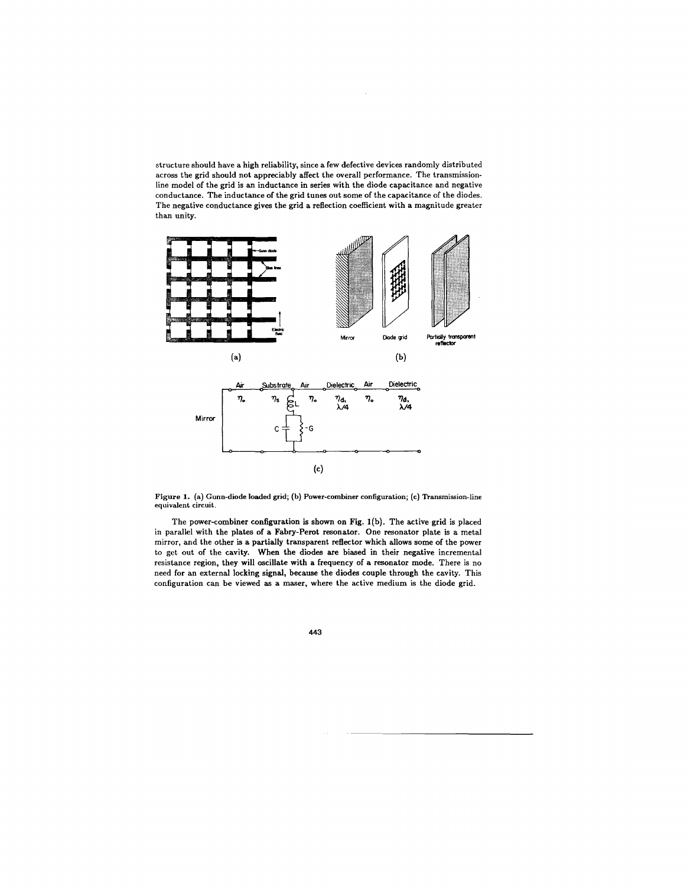structure should have a high reliability, since a few defective devices randomly distributed across the grid should not appreciably affect the overall performance. The transmission-line model of the grid is an inductance in series with the diode capacitance and negative conductance. The inductance of the grid tunes out some of the capacitance of the diodes. The negative conductance gives the grid a reflection coefficient with a magnitude greater than unity.

**Figure 1.** (a) Gunn-diode loaded grid; (b) Power-combiner configuration; (c) Transmission-line equivalent circuit.

The power-combiner configuration is shown on Fig. 1(b). The active grid is placed in parallel with the plates of a Fabry-Perot resonator. One resonator plate is a metal mirror, and the other is a partially transparent reflector which allows some of the power to get out of the cavity. When the diodes are biased in their negative incremental resistance region, they will oscillate with a frequency of a resonator mode. There is no need for an external locking signal, because the diodes couple through the cavity. This configuration can be viewed as a maser, where the active medium is the diode grid.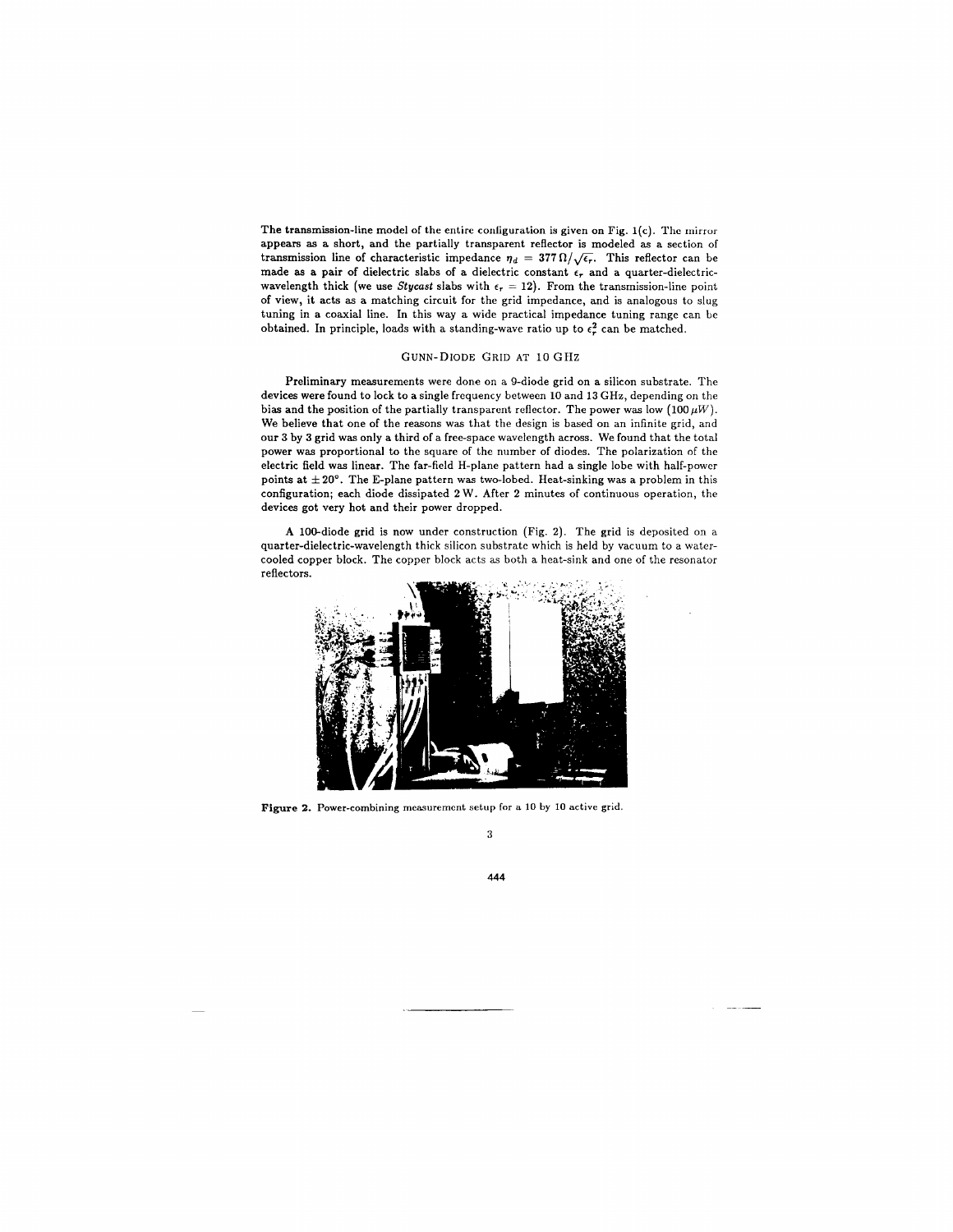The transmission-line model of the entire configuration is given on Fig. 1(c). The mirror appears as a short, and the partially transparent reflector is modeled as a section of transmission line of characteristic impedance $\eta_d = 377\,\Omega/\sqrt{\epsilon_r}$. This reflector can be made as a pair of dielectric slabs of a dielectric constant $\epsilon_r$ and a quarter-dielectric-wavelength thick (we use *Stycast* slabs with $\epsilon_r = 12$). From the transmission-line point of view, it acts as a matching circuit for the grid impedance, and is analogous to slug tuning in a coaxial line. In this way a wide practical impedance tuning range can be obtained. In principle, loads with a standing-wave ratio up to $\epsilon_r^2$ can be matched.

## GUNN-DIODE GRID AT 10 GHZ

Preliminary measurements were done on a 9-diode grid on a silicon substrate. The devices were found to lock to a single frequency between 10 and 13 GHz, depending on the bias and the position of the partially transparent reflector. The power was low ($100\,\mu W$). We believe that one of the reasons was that the design is based on an infinite grid, and our 3 by 3 grid was only a third of a free-space wavelength across. We found that the total power was proportional to the square of the number of diodes. The polarization of the electric field was linear. The far-field H-plane pattern had a single lobe with half-power points at $\pm 20°$. The E-plane pattern was two-lobed. Heat-sinking was a problem in this configuration; each diode dissipated 2 W. After 2 minutes of continuous operation, the devices got very hot and their power dropped.

A 100-diode grid is now under construction (Fig. 2). The grid is deposited on a quarter-dielectric-wavelength thick silicon substrate which is held by vacuum to a water-cooled copper block. The copper block acts as both a heat-sink and one of the resonator reflectors.

**Figure 2.** Power-combining measurement setup for a 10 by 10 active grid.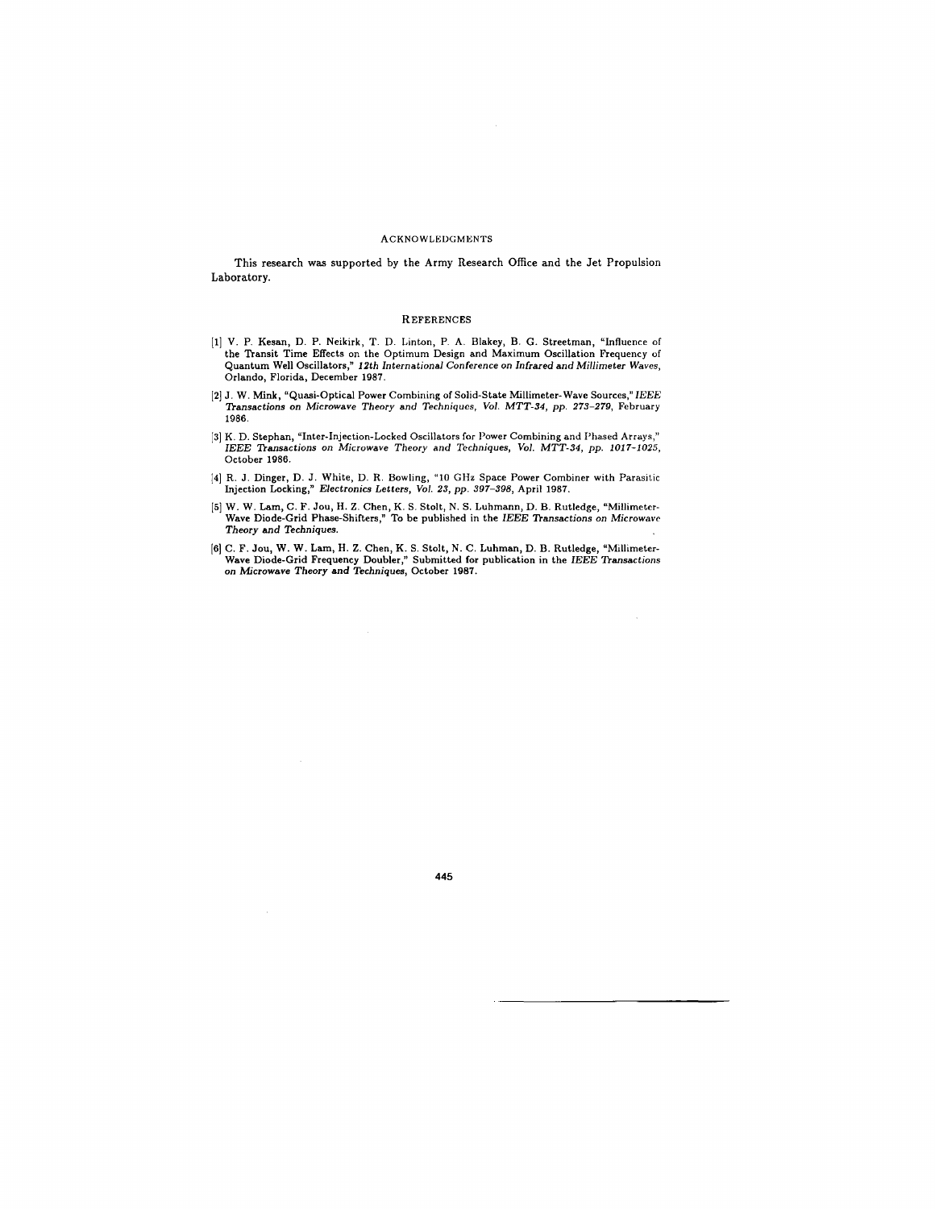## ACKNOWLEDGMENTS

This research was supported by the Army Research Office and the Jet Propulsion Laboratory.

## REFERENCES

[1] V. P. Kesan, D. P. Neikirk, T. D. Linton, P. A. Blakey, B. G. Streetman, "Influence of the Transit Time Effects on the Optimum Design and Maximum Oscillation Frequency of Quantum Well Oscillators," *12th International Conference on Infrared and Millimeter Waves*, Orlando, Florida, December 1987.

[2] J. W. Mink, "Quasi-Optical Power Combining of Solid-State Millimeter-Wave Sources," *IEEE Transactions on Microwave Theory and Techniques, Vol. MTT-34, pp. 273–279*, February 1986.

[3] K. D. Stephan, "Inter-Injection-Locked Oscillators for Power Combining and Phased Arrays," *IEEE Transactions on Microwave Theory and Techniques, Vol. MTT-34, pp. 1017–1025*, October 1986.

[4] R. J. Dinger, D. J. White, D. R. Bowling, "10 GHz Space Power Combiner with Parasitic Injection Locking," *Electronics Letters, Vol. 23, pp. 397–398*, April 1987.

[5] W. W. Lam, C. F. Jou, H. Z. Chen, K. S. Stolt, N. S. Luhmann, D. B. Rutledge, "Millimeter-Wave Diode-Grid Phase-Shifters," To be published in the *IEEE Transactions on Microwave Theory and Techniques*.

[6] C. F. Jou, W. W. Lam, H. Z. Chen, K. S. Stolt, N. C. Luhman, D. B. Rutledge, "Millimeter-Wave Diode-Grid Frequency Doubler," Submitted for publication in the *IEEE Transactions on Microwave Theory and Techniques*, October 1987.